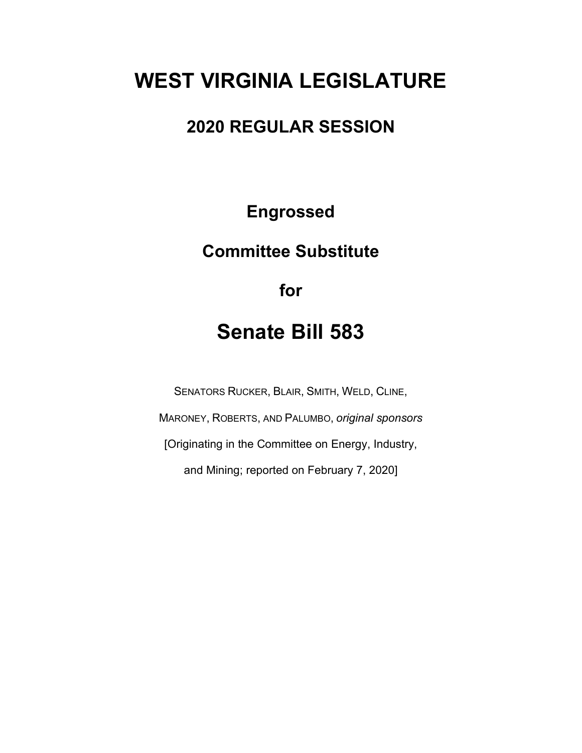# WEST VIRGINIA LEGISLATURE

## 2020 REGULAR SESSION

**Engrossed**

**Committee Substitute**

**for**

# Senate Bill 583

SENATORS RUCKER, BLAIR, SMITH, WELD, CLINE, MARONEY, ROBERTS, AND PALUMBO, *original sponsors*

[Originating in the Committee on Energy, Industry, and Mining; reported on February 7, 2020]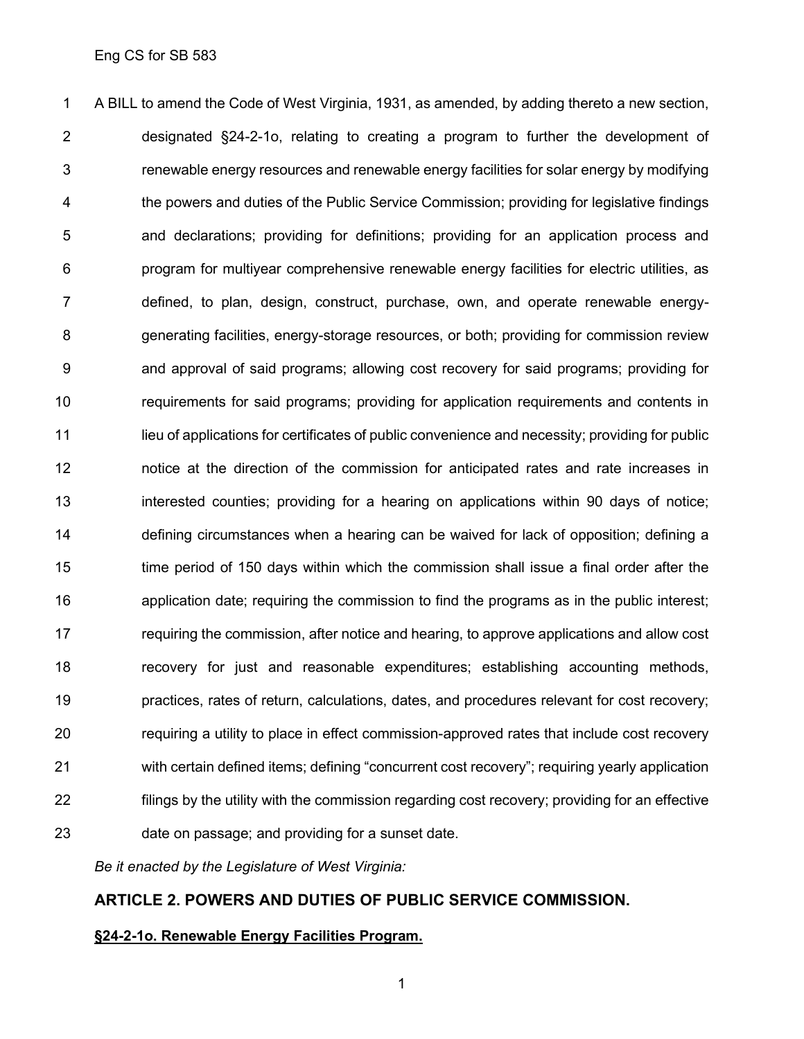A BILL to amend the Code of West Virginia, 1931, as amended, by adding thereto a new section, designated §24-2-1o, relating to creating a program to further the development of renewable energy resources and renewable energy facilities for solar energy by modifying the powers and duties of the Public Service Commission; providing for legislative findings and declarations; providing for definitions; providing for an application process and program for multiyear comprehensive renewable energy facilities for electric utilities, as defined, to plan, design, construct, purchase, own, and operate renewable energy-generating facilities, energy-storage resources, or both; providing for commission review and approval of said programs; allowing cost recovery for said programs; providing for requirements for said programs; providing for application requirements and contents in lieu of applications for certificates of public convenience and necessity; providing for public notice at the direction of the commission for anticipated rates and rate increases in interested counties; providing for a hearing on applications within 90 days of notice; defining circumstances when a hearing can be waived for lack of opposition; defining a time period of 150 days within which the commission shall issue a final order after the application date; requiring the commission to find the programs as in the public interest; requiring the commission, after notice and hearing, to approve applications and allow cost recovery for just and reasonable expenditures; establishing accounting methods, practices, rates of return, calculations, dates, and procedures relevant for cost recovery; requiring a utility to place in effect commission-approved rates that include cost recovery with certain defined items; defining "concurrent cost recovery"; requiring yearly application filings by the utility with the commission regarding cost recovery; providing for an effective date on passage; and providing for a sunset date.

*Be it enacted by the Legislature of West Virginia:*

## ARTICLE 2. POWERS AND DUTIES OF PUBLIC SERVICE COMMISSION.

### <u>§24-2-1o. Renewable Energy Facilities Program.</u>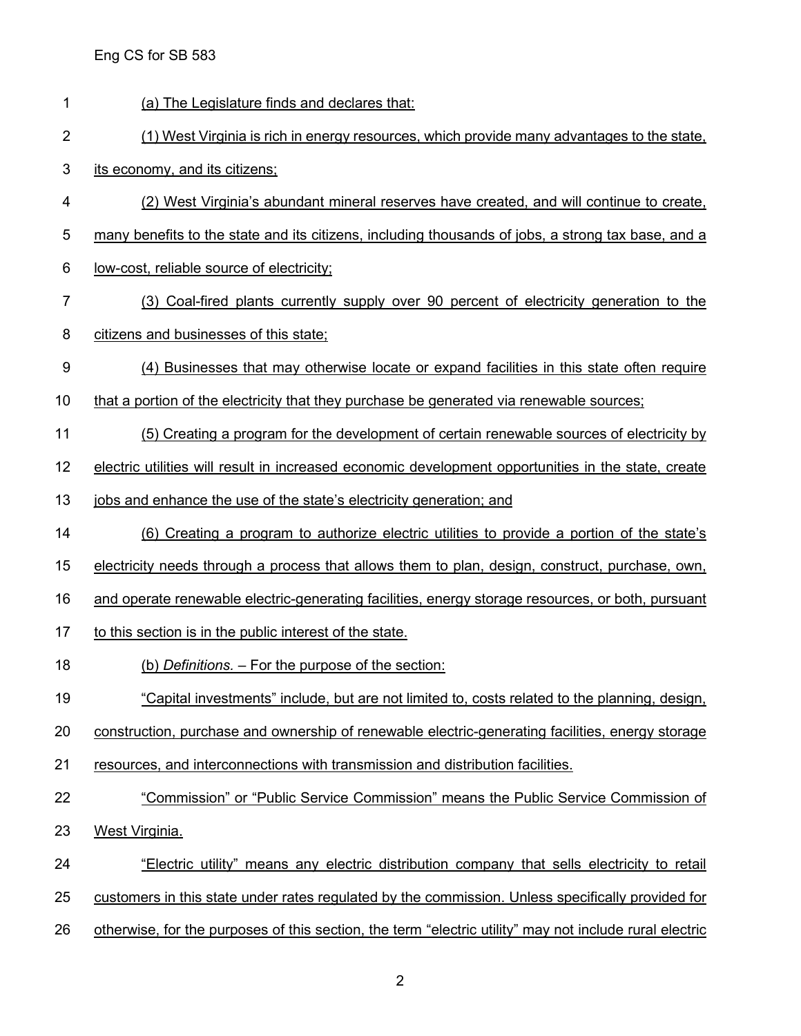(a) The Legislature finds and declares that:

(1) West Virginia is rich in energy resources, which provide many advantages to the state, its economy, and its citizens;

(2) West Virginia's abundant mineral reserves have created, and will continue to create, many benefits to the state and its citizens, including thousands of jobs, a strong tax base, and a low-cost, reliable source of electricity;

(3) Coal-fired plants currently supply over 90 percent of electricity generation to the citizens and businesses of this state;

(4) Businesses that may otherwise locate or expand facilities in this state often require that a portion of the electricity that they purchase be generated via renewable sources;

(5) Creating a program for the development of certain renewable sources of electricity by electric utilities will result in increased economic development opportunities in the state, create jobs and enhance the use of the state's electricity generation; and

(6) Creating a program to authorize electric utilities to provide a portion of the state's electricity needs through a process that allows them to plan, design, construct, purchase, own, and operate renewable electric-generating facilities, energy storage resources, or both, pursuant to this section is in the public interest of the state.

(b) *Definitions.* – For the purpose of the section:

"Capital investments" include, but are not limited to, costs related to the planning, design, construction, purchase and ownership of renewable electric-generating facilities, energy storage resources, and interconnections with transmission and distribution facilities.

"Commission" or "Public Service Commission" means the Public Service Commission of West Virginia.

"Electric utility" means any electric distribution company that sells electricity to retail customers in this state under rates regulated by the commission. Unless specifically provided for otherwise, for the purposes of this section, the term "electric utility" may not include rural electric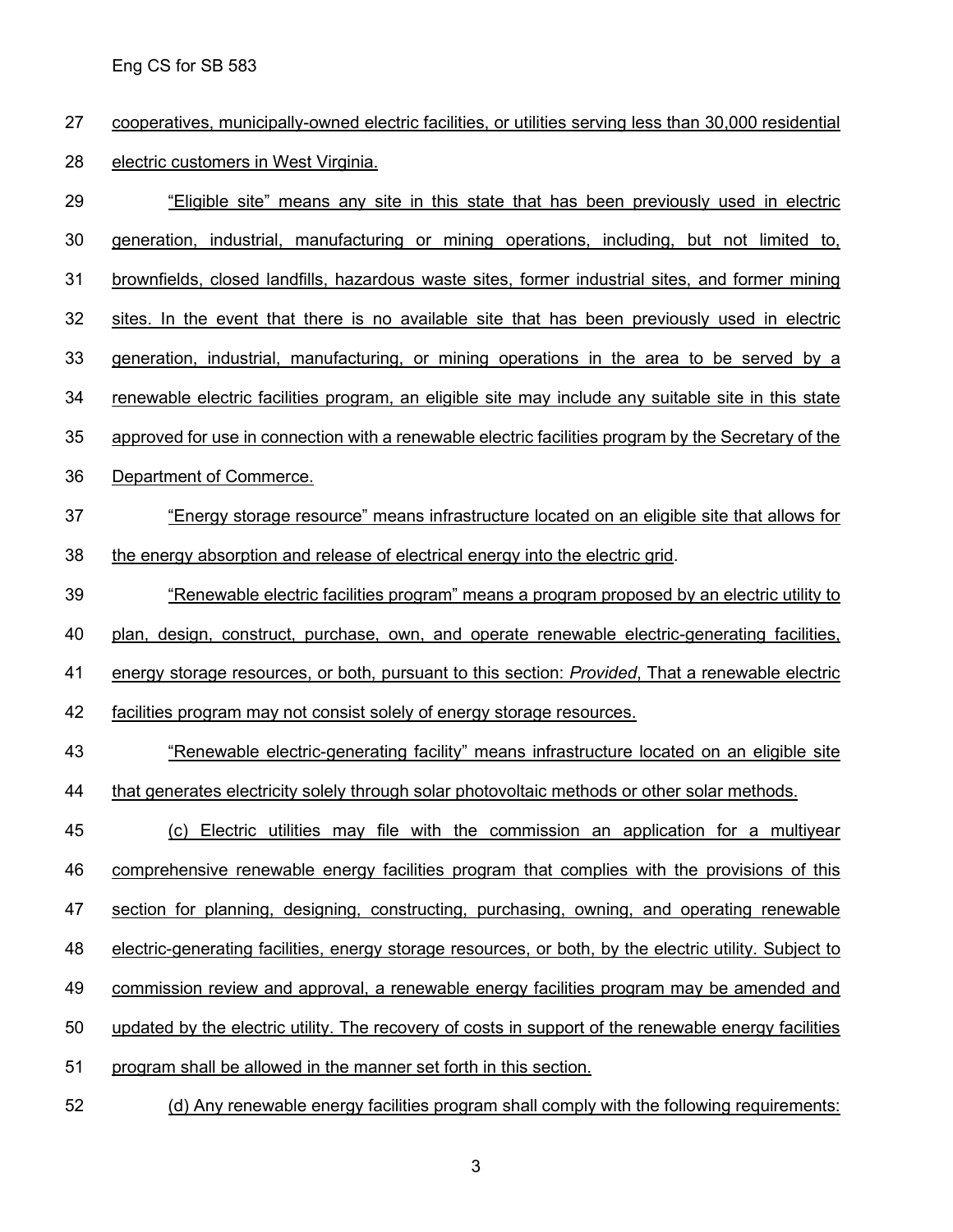cooperatives, municipally-owned electric facilities, or utilities serving less than 30,000 residential electric customers in West Virginia.

"Eligible site" means any site in this state that has been previously used in electric generation, industrial, manufacturing or mining operations, including, but not limited to, brownfields, closed landfills, hazardous waste sites, former industrial sites, and former mining sites. In the event that there is no available site that has been previously used in electric generation, industrial, manufacturing, or mining operations in the area to be served by a renewable electric facilities program, an eligible site may include any suitable site in this state approved for use in connection with a renewable electric facilities program by the Secretary of the Department of Commerce.

"Energy storage resource" means infrastructure located on an eligible site that allows for the energy absorption and release of electrical energy into the electric grid.

"Renewable electric facilities program" means a program proposed by an electric utility to plan, design, construct, purchase, own, and operate renewable electric-generating facilities, energy storage resources, or both, pursuant to this section: *Provided*, That a renewable electric facilities program may not consist solely of energy storage resources.

"Renewable electric-generating facility" means infrastructure located on an eligible site that generates electricity solely through solar photovoltaic methods or other solar methods.

(c) Electric utilities may file with the commission an application for a multiyear comprehensive renewable energy facilities program that complies with the provisions of this section for planning, designing, constructing, purchasing, owning, and operating renewable electric-generating facilities, energy storage resources, or both, by the electric utility. Subject to commission review and approval, a renewable energy facilities program may be amended and updated by the electric utility. The recovery of costs in support of the renewable energy facilities program shall be allowed in the manner set forth in this section.

(d) Any renewable energy facilities program shall comply with the following requirements: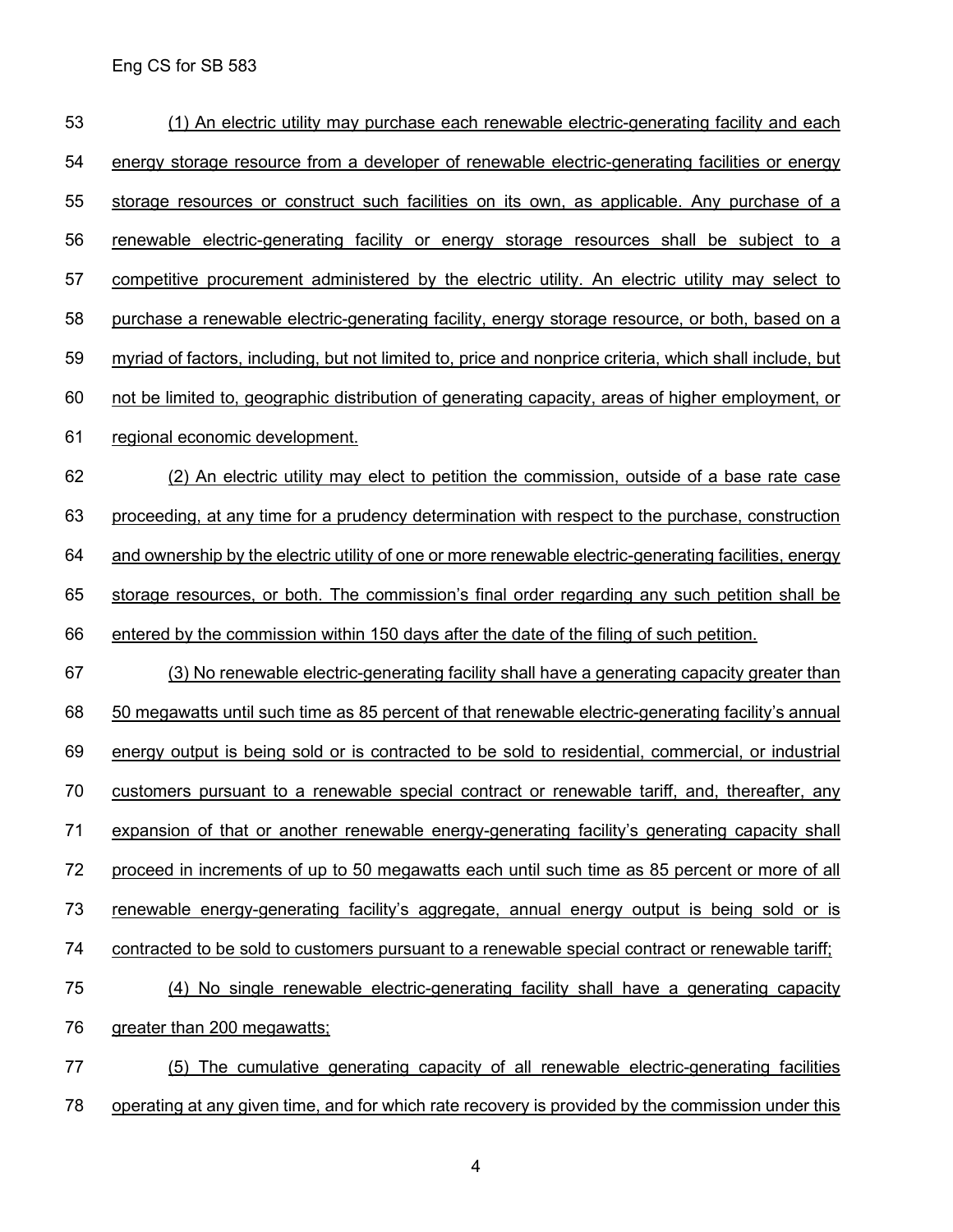(1) An electric utility may purchase each renewable electric-generating facility and each energy storage resource from a developer of renewable electric-generating facilities or energy storage resources or construct such facilities on its own, as applicable. Any purchase of a renewable electric-generating facility or energy storage resources shall be subject to a competitive procurement administered by the electric utility. An electric utility may select to purchase a renewable electric-generating facility, energy storage resource, or both, based on a myriad of factors, including, but not limited to, price and nonprice criteria, which shall include, but not be limited to, geographic distribution of generating capacity, areas of higher employment, or regional economic development.

(2) An electric utility may elect to petition the commission, outside of a base rate case proceeding, at any time for a prudency determination with respect to the purchase, construction and ownership by the electric utility of one or more renewable electric-generating facilities, energy storage resources, or both. The commission's final order regarding any such petition shall be entered by the commission within 150 days after the date of the filing of such petition.

(3) No renewable electric-generating facility shall have a generating capacity greater than 50 megawatts until such time as 85 percent of that renewable electric-generating facility's annual energy output is being sold or is contracted to be sold to residential, commercial, or industrial customers pursuant to a renewable special contract or renewable tariff, and, thereafter, any expansion of that or another renewable energy-generating facility's generating capacity shall proceed in increments of up to 50 megawatts each until such time as 85 percent or more of all renewable energy-generating facility's aggregate, annual energy output is being sold or is contracted to be sold to customers pursuant to a renewable special contract or renewable tariff;

(4) No single renewable electric-generating facility shall have a generating capacity greater than 200 megawatts;

(5) The cumulative generating capacity of all renewable electric-generating facilities operating at any given time, and for which rate recovery is provided by the commission under this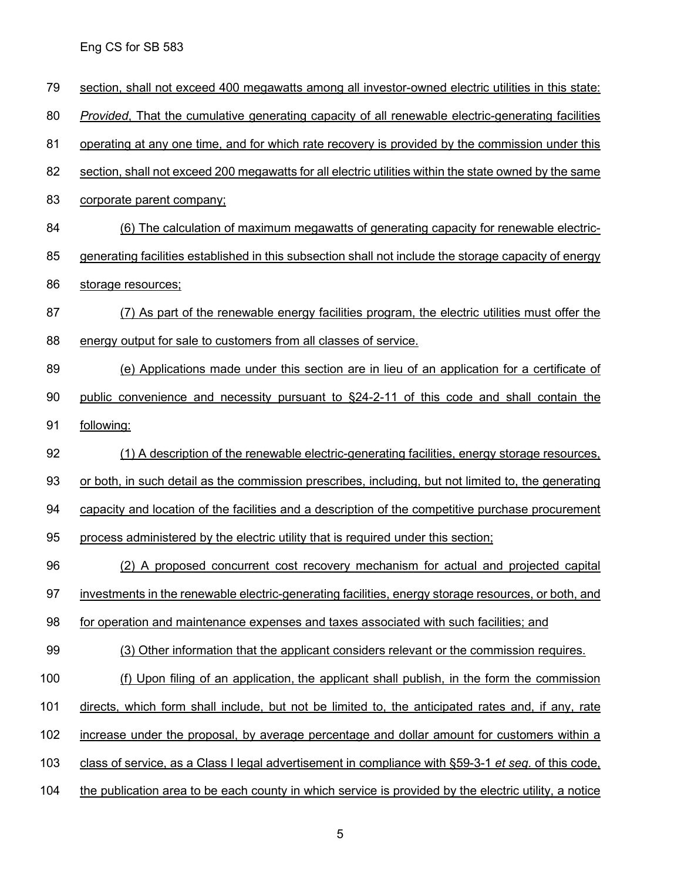section, shall not exceed 400 megawatts among all investor-owned electric utilities in this state: *Provided*, That the cumulative generating capacity of all renewable electric-generating facilities operating at any one time, and for which rate recovery is provided by the commission under this section, shall not exceed 200 megawatts for all electric utilities within the state owned by the same corporate parent company;

(6) The calculation of maximum megawatts of generating capacity for renewable electric-generating facilities established in this subsection shall not include the storage capacity of energy storage resources;

(7) As part of the renewable energy facilities program, the electric utilities must offer the energy output for sale to customers from all classes of service.

(e) Applications made under this section are in lieu of an application for a certificate of public convenience and necessity pursuant to §24-2-11 of this code and shall contain the following:

(1) A description of the renewable electric-generating facilities, energy storage resources, or both, in such detail as the commission prescribes, including, but not limited to, the generating capacity and location of the facilities and a description of the competitive purchase procurement process administered by the electric utility that is required under this section;

(2) A proposed concurrent cost recovery mechanism for actual and projected capital investments in the renewable electric-generating facilities, energy storage resources, or both, and for operation and maintenance expenses and taxes associated with such facilities; and

(3) Other information that the applicant considers relevant or the commission requires.

(f) Upon filing of an application, the applicant shall publish, in the form the commission directs, which form shall include, but not be limited to, the anticipated rates and, if any, rate increase under the proposal, by average percentage and dollar amount for customers within a class of service, as a Class I legal advertisement in compliance with §59-3-1 *et seq.* of this code, the publication area to be each county in which service is provided by the electric utility, a notice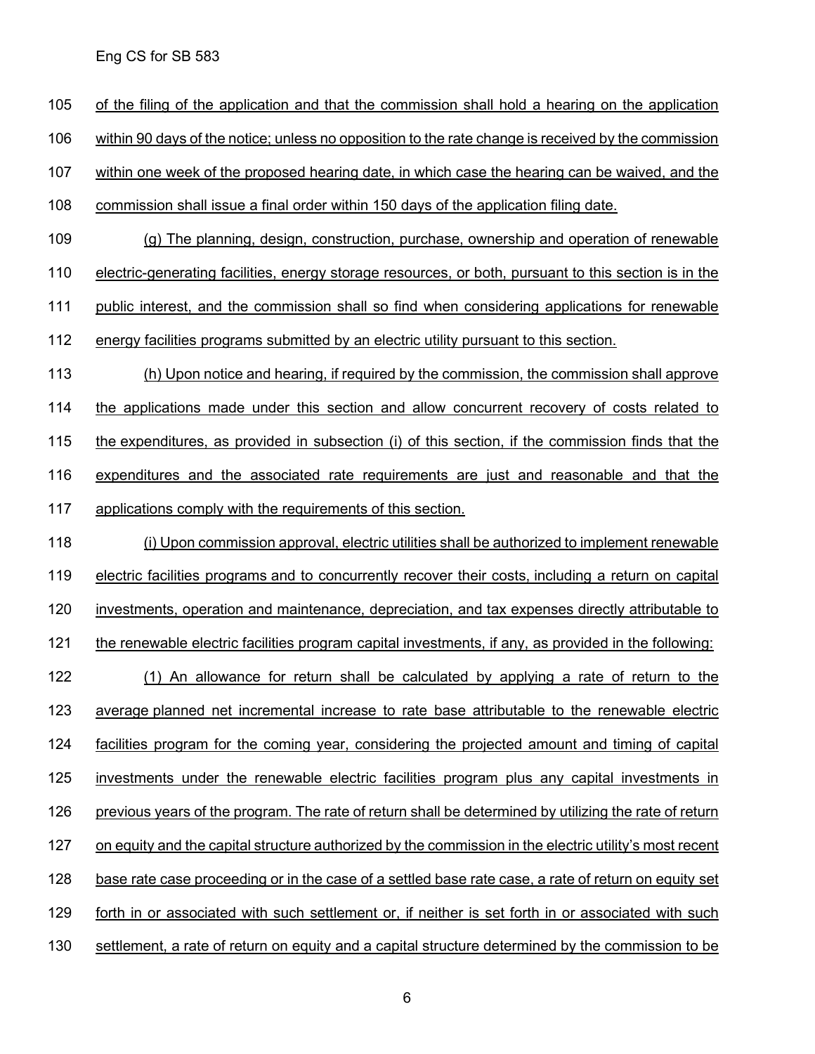of the filing of the application and that the commission shall hold a hearing on the application within 90 days of the notice; unless no opposition to the rate change is received by the commission within one week of the proposed hearing date, in which case the hearing can be waived, and the commission shall issue a final order within 150 days of the application filing date.

(g) The planning, design, construction, purchase, ownership and operation of renewable electric-generating facilities, energy storage resources, or both, pursuant to this section is in the public interest, and the commission shall so find when considering applications for renewable energy facilities programs submitted by an electric utility pursuant to this section.

(h) Upon notice and hearing, if required by the commission, the commission shall approve the applications made under this section and allow concurrent recovery of costs related to the expenditures, as provided in subsection (i) of this section, if the commission finds that the expenditures and the associated rate requirements are just and reasonable and that the applications comply with the requirements of this section.

(i) Upon commission approval, electric utilities shall be authorized to implement renewable electric facilities programs and to concurrently recover their costs, including a return on capital investments, operation and maintenance, depreciation, and tax expenses directly attributable to the renewable electric facilities program capital investments, if any, as provided in the following:

(1) An allowance for return shall be calculated by applying a rate of return to the average planned net incremental increase to rate base attributable to the renewable electric facilities program for the coming year, considering the projected amount and timing of capital investments under the renewable electric facilities program plus any capital investments in previous years of the program. The rate of return shall be determined by utilizing the rate of return on equity and the capital structure authorized by the commission in the electric utility's most recent base rate case proceeding or in the case of a settled base rate case, a rate of return on equity set forth in or associated with such settlement or, if neither is set forth in or associated with such settlement, a rate of return on equity and a capital structure determined by the commission to be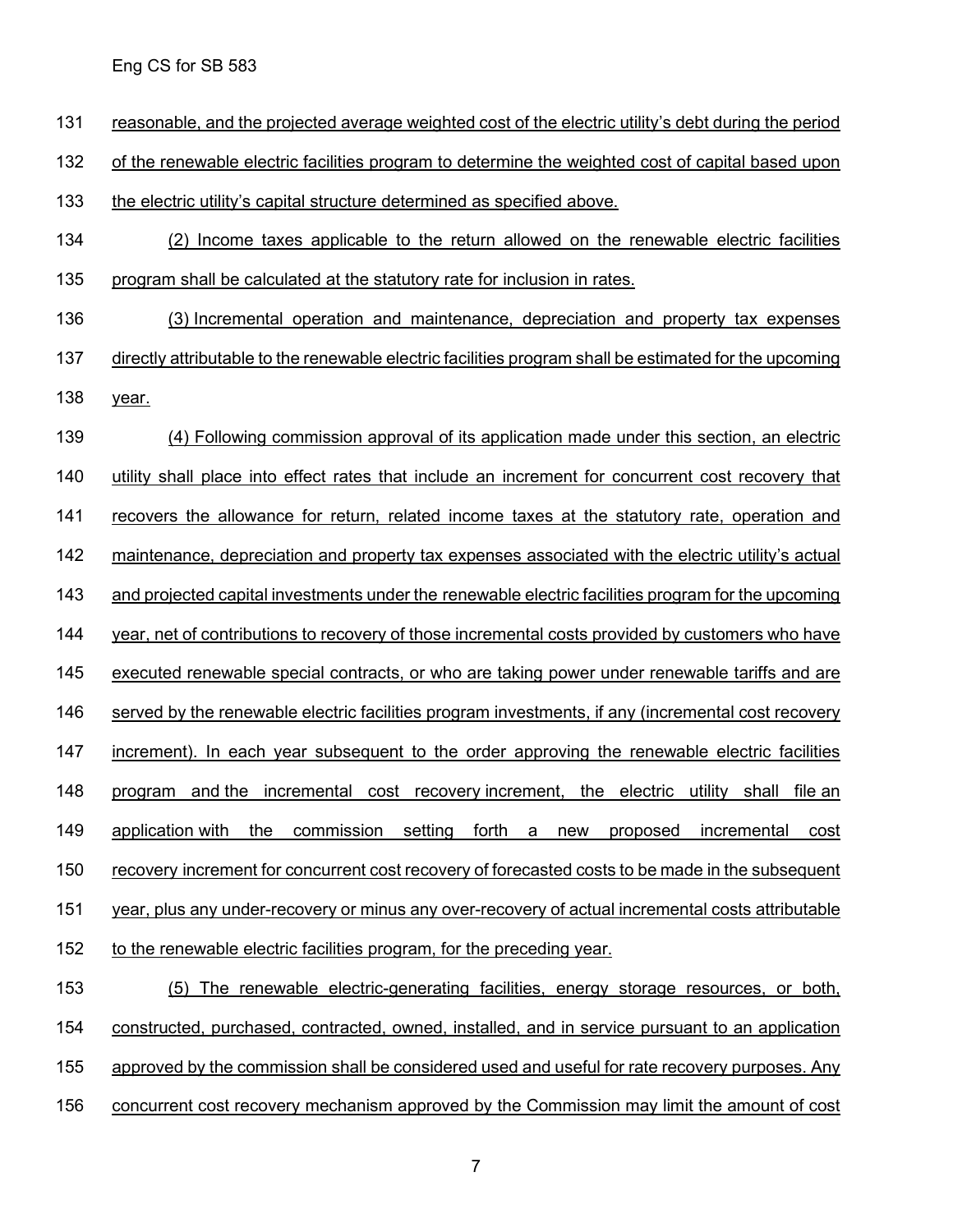reasonable, and the projected average weighted cost of the electric utility's debt during the period of the renewable electric facilities program to determine the weighted cost of capital based upon the electric utility's capital structure determined as specified above.

(2) Income taxes applicable to the return allowed on the renewable electric facilities program shall be calculated at the statutory rate for inclusion in rates.

(3) Incremental operation and maintenance, depreciation and property tax expenses directly attributable to the renewable electric facilities program shall be estimated for the upcoming year.

(4) Following commission approval of its application made under this section, an electric utility shall place into effect rates that include an increment for concurrent cost recovery that recovers the allowance for return, related income taxes at the statutory rate, operation and maintenance, depreciation and property tax expenses associated with the electric utility's actual and projected capital investments under the renewable electric facilities program for the upcoming year, net of contributions to recovery of those incremental costs provided by customers who have executed renewable special contracts, or who are taking power under renewable tariffs and are served by the renewable electric facilities program investments, if any (incremental cost recovery increment). In each year subsequent to the order approving the renewable electric facilities program and the incremental cost recovery increment, the electric utility shall file an application with the commission setting forth a new proposed incremental cost recovery increment for concurrent cost recovery of forecasted costs to be made in the subsequent year, plus any under-recovery or minus any over-recovery of actual incremental costs attributable to the renewable electric facilities program, for the preceding year.

(5) The renewable electric-generating facilities, energy storage resources, or both, constructed, purchased, contracted, owned, installed, and in service pursuant to an application approved by the commission shall be considered used and useful for rate recovery purposes. Any concurrent cost recovery mechanism approved by the Commission may limit the amount of cost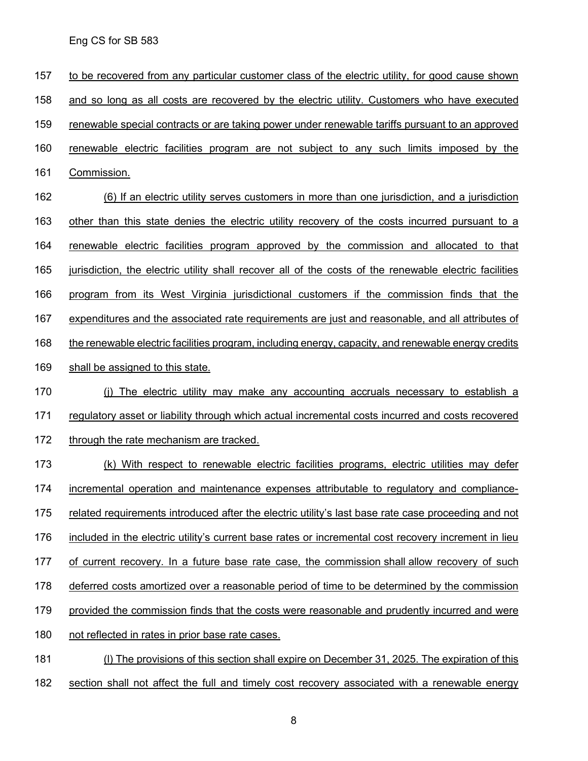to be recovered from any particular customer class of the electric utility, for good cause shown and so long as all costs are recovered by the electric utility. Customers who have executed renewable special contracts or are taking power under renewable tariffs pursuant to an approved renewable electric facilities program are not subject to any such limits imposed by the Commission.

(6) If an electric utility serves customers in more than one jurisdiction, and a jurisdiction other than this state denies the electric utility recovery of the costs incurred pursuant to a renewable electric facilities program approved by the commission and allocated to that jurisdiction, the electric utility shall recover all of the costs of the renewable electric facilities program from its West Virginia jurisdictional customers if the commission finds that the expenditures and the associated rate requirements are just and reasonable, and all attributes of the renewable electric facilities program, including energy, capacity, and renewable energy credits shall be assigned to this state.

(j) The electric utility may make any accounting accruals necessary to establish a regulatory asset or liability through which actual incremental costs incurred and costs recovered through the rate mechanism are tracked.

(k) With respect to renewable electric facilities programs, electric utilities may defer incremental operation and maintenance expenses attributable to regulatory and compliance-related requirements introduced after the electric utility's last base rate case proceeding and not included in the electric utility's current base rates or incremental cost recovery increment in lieu of current recovery. In a future base rate case, the commission shall allow recovery of such deferred costs amortized over a reasonable period of time to be determined by the commission provided the commission finds that the costs were reasonable and prudently incurred and were not reflected in rates in prior base rate cases.

(l) The provisions of this section shall expire on December 31, 2025. The expiration of this section shall not affect the full and timely cost recovery associated with a renewable energy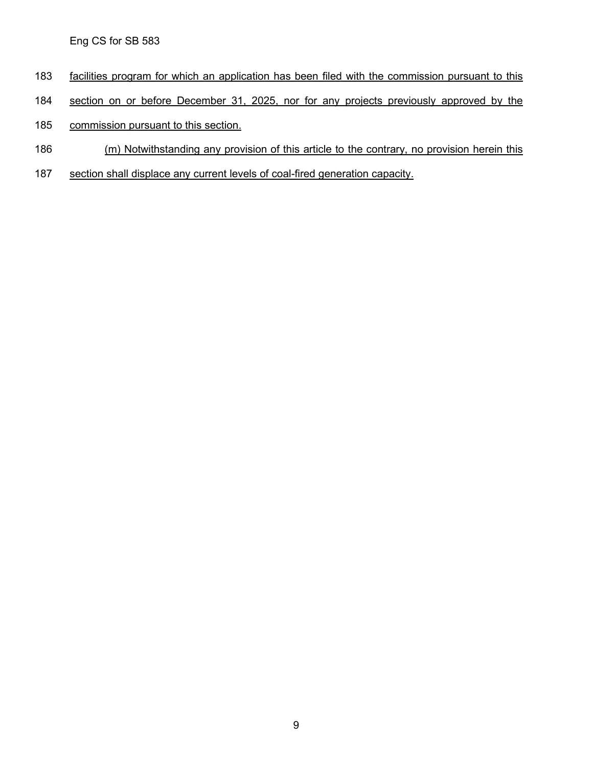facilities program for which an application has been filed with the commission pursuant to this section on or before December 31, 2025, nor for any projects previously approved by the commission pursuant to this section.

(m) Notwithstanding any provision of this article to the contrary, no provision herein this section shall displace any current levels of coal-fired generation capacity.